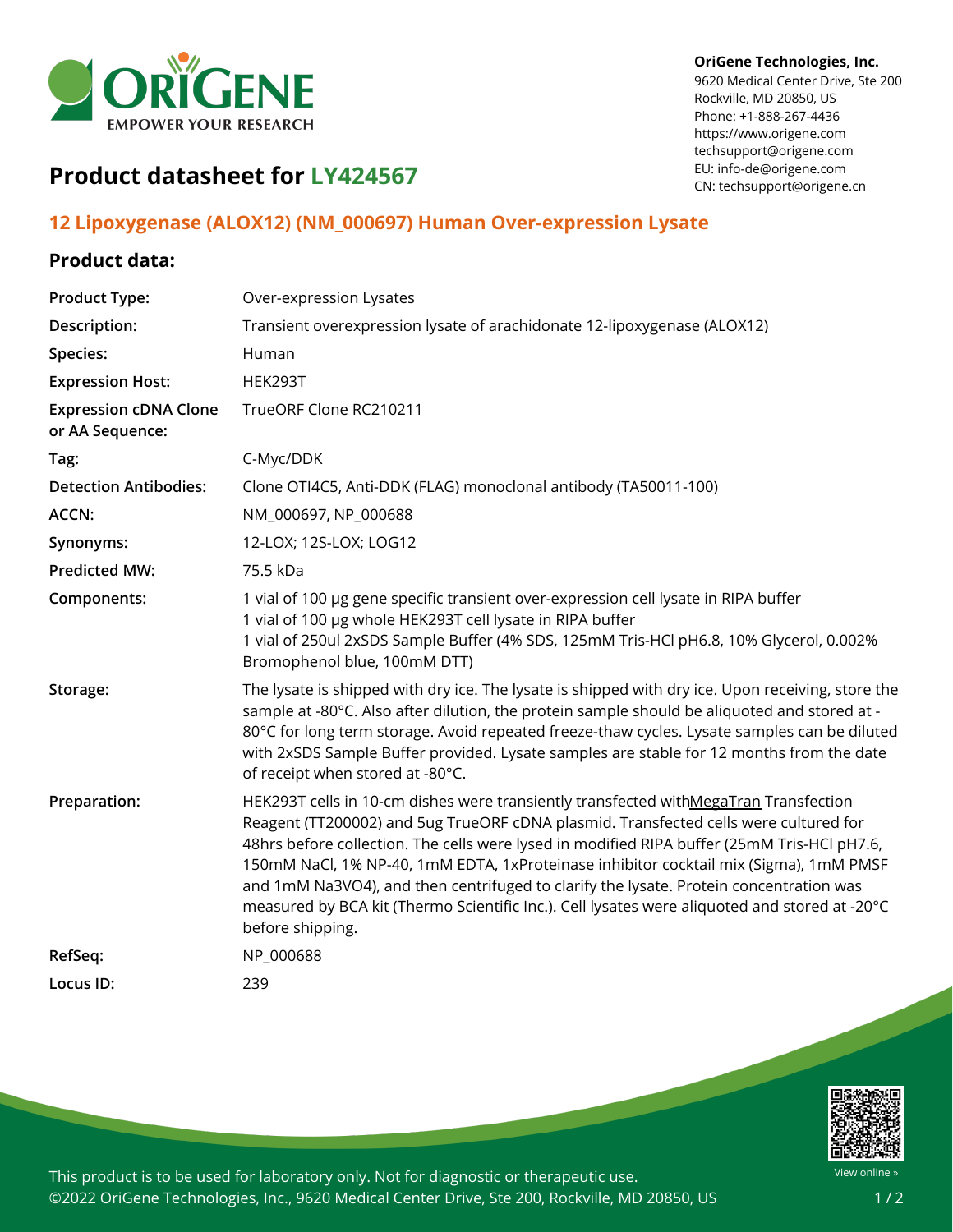OriGene Technologies, Inc.
9620 Medical Center Drive, Ste 200
Rockville, MD 20850, US
Phone: +1-888-267-4436
https://www.origene.com
techsupport@origene.com
EU: info-de@origene.com
CN: techsupport@origene.cn

# Product datasheet for LY424567

## 12 Lipoxygenase (ALOX12) (NM_000697) Human Over-expression Lysate

### Product data:

| | |
|---|---|
| **Product Type:** | Over-expression Lysates |
| **Description:** | Transient overexpression lysate of arachidonate 12-lipoxygenase (ALOX12) |
| **Species:** | Human |
| **Expression Host:** | HEK293T |
| **Expression cDNA Clone or AA Sequence:** | TrueORF Clone RC210211 |
| **Tag:** | C-Myc/DDK |
| **Detection Antibodies:** | Clone OTI4C5, Anti-DDK (FLAG) monoclonal antibody (TA50011-100) |
| **ACCN:** | NM_000697, NP_000688 |
| **Synonyms:** | 12-LOX; 12S-LOX; LOG12 |
| **Predicted MW:** | 75.5 kDa |
| **Components:** | 1 vial of 100 µg gene specific transient over-expression cell lysate in RIPA buffer<br>1 vial of 100 µg whole HEK293T cell lysate in RIPA buffer<br>1 vial of 250ul 2xSDS Sample Buffer (4% SDS, 125mM Tris-HCl pH6.8, 10% Glycerol, 0.002% Bromophenol blue, 100mM DTT) |
| **Storage:** | The lysate is shipped with dry ice. The lysate is shipped with dry ice. Upon receiving, store the sample at -80°C. Also after dilution, the protein sample should be aliquoted and stored at -80°C for long term storage. Avoid repeated freeze-thaw cycles. Lysate samples can be diluted with 2xSDS Sample Buffer provided. Lysate samples are stable for 12 months from the date of receipt when stored at -80°C. |
| **Preparation:** | HEK293T cells in 10-cm dishes were transiently transfected withMegaTran Transfection Reagent (TT200002) and 5ug TrueORF cDNA plasmid. Transfected cells were cultured for 48hrs before collection. The cells were lysed in modified RIPA buffer (25mM Tris-HCl pH7.6, 150mM NaCl, 1% NP-40, 1mM EDTA, 1xProteinase inhibitor cocktail mix (Sigma), 1mM PMSF and 1mM Na3VO4), and then centrifuged to clarify the lysate. Protein concentration was measured by BCA kit (Thermo Scientific Inc.). Cell lysates were aliquoted and stored at -20°C before shipping. |
| **RefSeq:** | NP_000688 |
| **Locus ID:** | 239 |

This product is to be used for laboratory only. Not for diagnostic or therapeutic use.
©2022 OriGene Technologies, Inc., 9620 Medical Center Drive, Ste 200, Rockville, MD 20850, US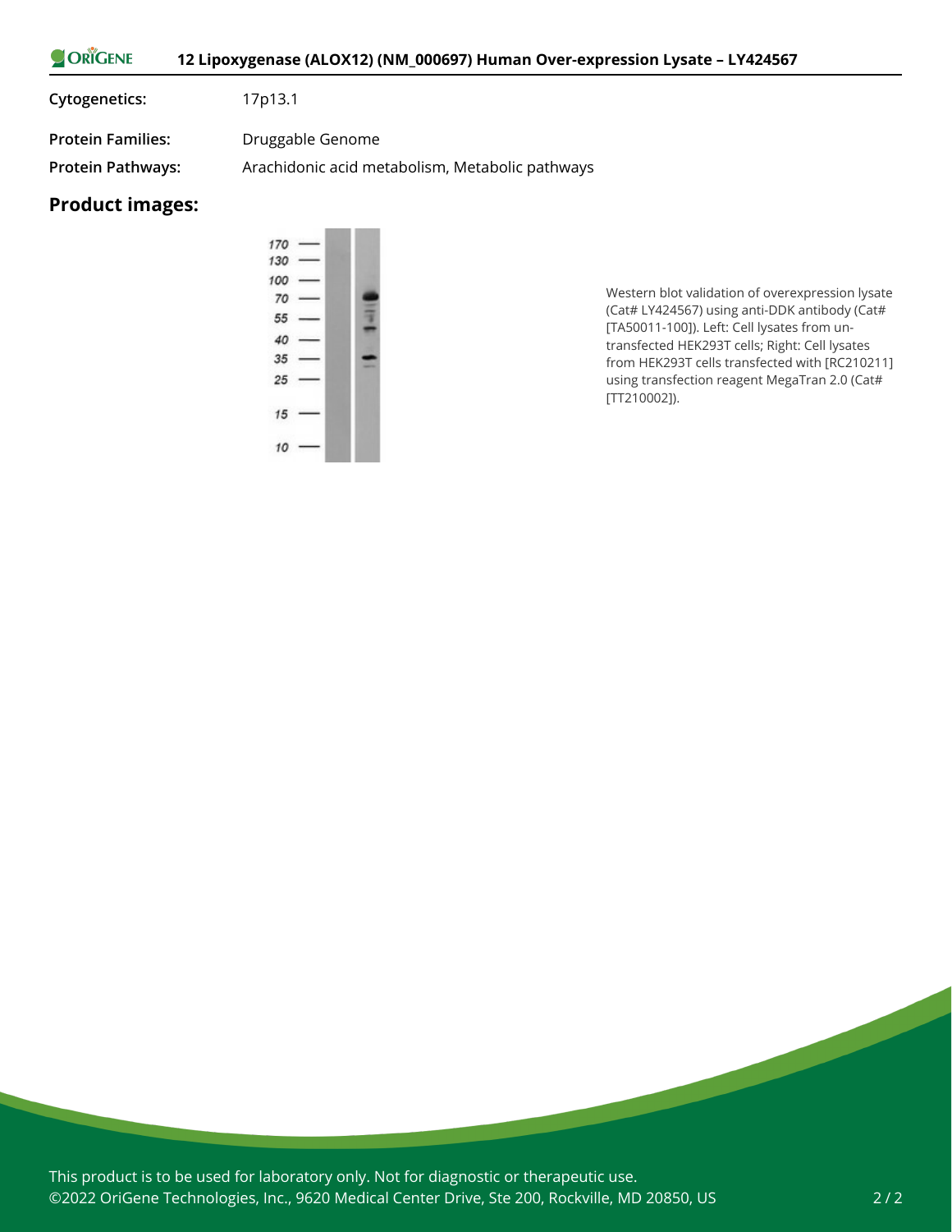| | |
|---|---|
| **Cytogenetics:** | 17p13.1 |
| **Protein Families:** | Druggable Genome |
| **Protein Pathways:** | Arachidonic acid metabolism, Metabolic pathways |

## Product images:

170
130
100
70
55
40
35
25
15
10

Western blot validation of overexpression lysate (Cat# LY424567) using anti-DDK antibody (Cat# [TA50011-100]). Left: Cell lysates from un-transfected HEK293T cells; Right: Cell lysates from HEK293T cells transfected with [RC210211] using transfection reagent MegaTran 2.0 (Cat# [TT210002]).

This product is to be used for laboratory only. Not for diagnostic or therapeutic use.
©2022 OriGene Technologies, Inc., 9620 Medical Center Drive, Ste 200, Rockville, MD 20850, US